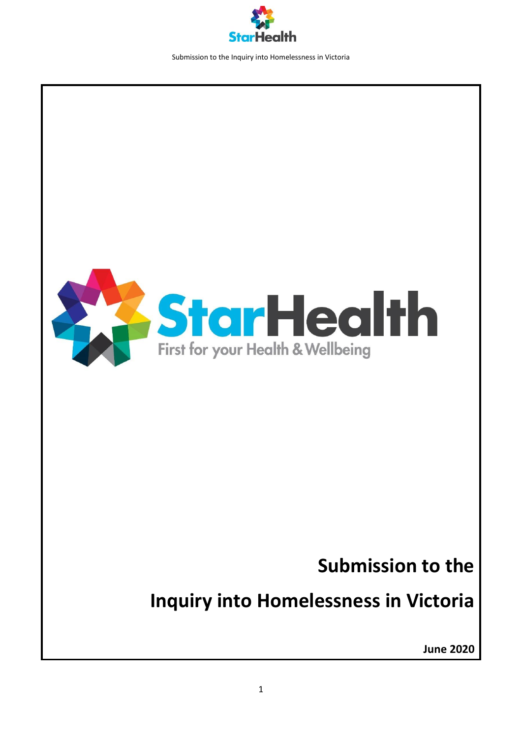StarHealth

First for your Health & Wellbeing

# Submission to the Inquiry into Homelessness in Victoria

**June 2020**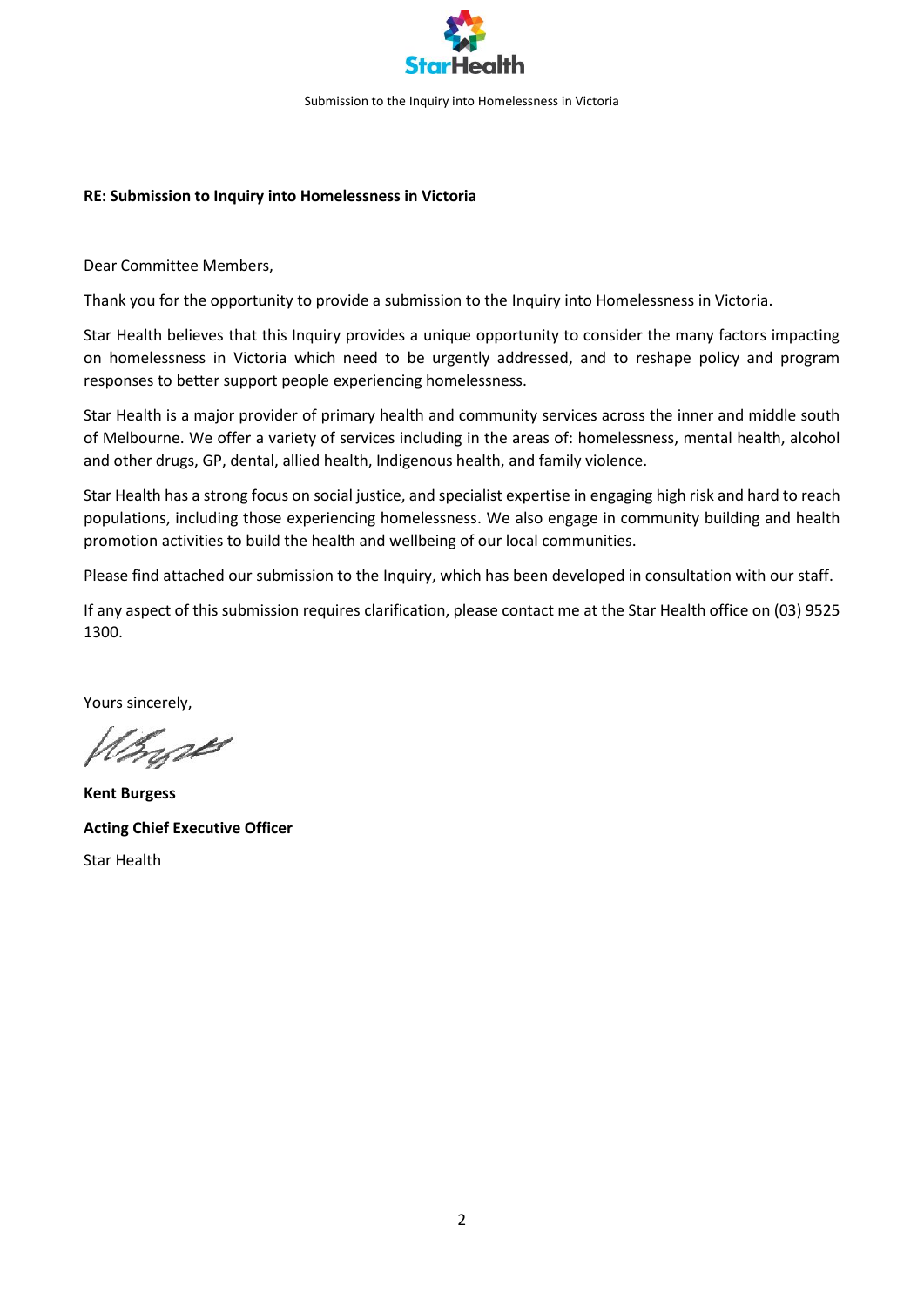**RE: Submission to Inquiry into Homelessness in Victoria**

Dear Committee Members,

Thank you for the opportunity to provide a submission to the Inquiry into Homelessness in Victoria.

Star Health believes that this Inquiry provides a unique opportunity to consider the many factors impacting on homelessness in Victoria which need to be urgently addressed, and to reshape policy and program responses to better support people experiencing homelessness.

Star Health is a major provider of primary health and community services across the inner and middle south of Melbourne. We offer a variety of services including in the areas of: homelessness, mental health, alcohol and other drugs, GP, dental, allied health, Indigenous health, and family violence.

Star Health has a strong focus on social justice, and specialist expertise in engaging high risk and hard to reach populations, including those experiencing homelessness. We also engage in community building and health promotion activities to build the health and wellbeing of our local communities.

Please find attached our submission to the Inquiry, which has been developed in consultation with our staff.

If any aspect of this submission requires clarification, please contact me at the Star Health office on (03) 9525 1300.

Yours sincerely,

**Kent Burgess**

**Acting Chief Executive Officer**

Star Health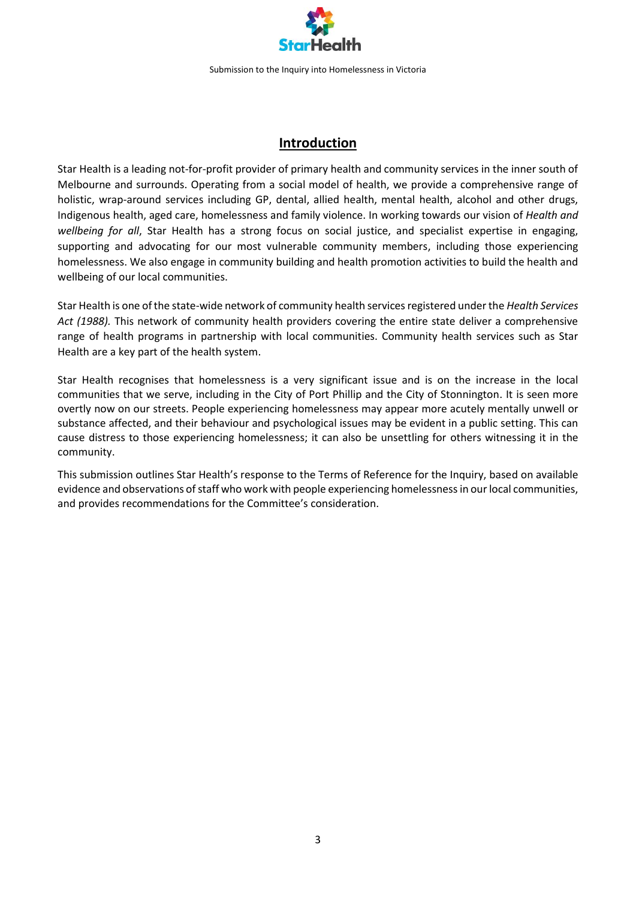## Introduction

Star Health is a leading not-for-profit provider of primary health and community services in the inner south of Melbourne and surrounds. Operating from a social model of health, we provide a comprehensive range of holistic, wrap-around services including GP, dental, allied health, mental health, alcohol and other drugs, Indigenous health, aged care, homelessness and family violence. In working towards our vision of *Health and wellbeing for all*, Star Health has a strong focus on social justice, and specialist expertise in engaging, supporting and advocating for our most vulnerable community members, including those experiencing homelessness. We also engage in community building and health promotion activities to build the health and wellbeing of our local communities.

Star Health is one of the state-wide network of community health services registered under the *Health Services Act (1988).* This network of community health providers covering the entire state deliver a comprehensive range of health programs in partnership with local communities. Community health services such as Star Health are a key part of the health system.

Star Health recognises that homelessness is a very significant issue and is on the increase in the local communities that we serve, including in the City of Port Phillip and the City of Stonnington. It is seen more overtly now on our streets. People experiencing homelessness may appear more acutely mentally unwell or substance affected, and their behaviour and psychological issues may be evident in a public setting. This can cause distress to those experiencing homelessness; it can also be unsettling for others witnessing it in the community.

This submission outlines Star Health's response to the Terms of Reference for the Inquiry, based on available evidence and observations of staff who work with people experiencing homelessness in our local communities, and provides recommendations for the Committee's consideration.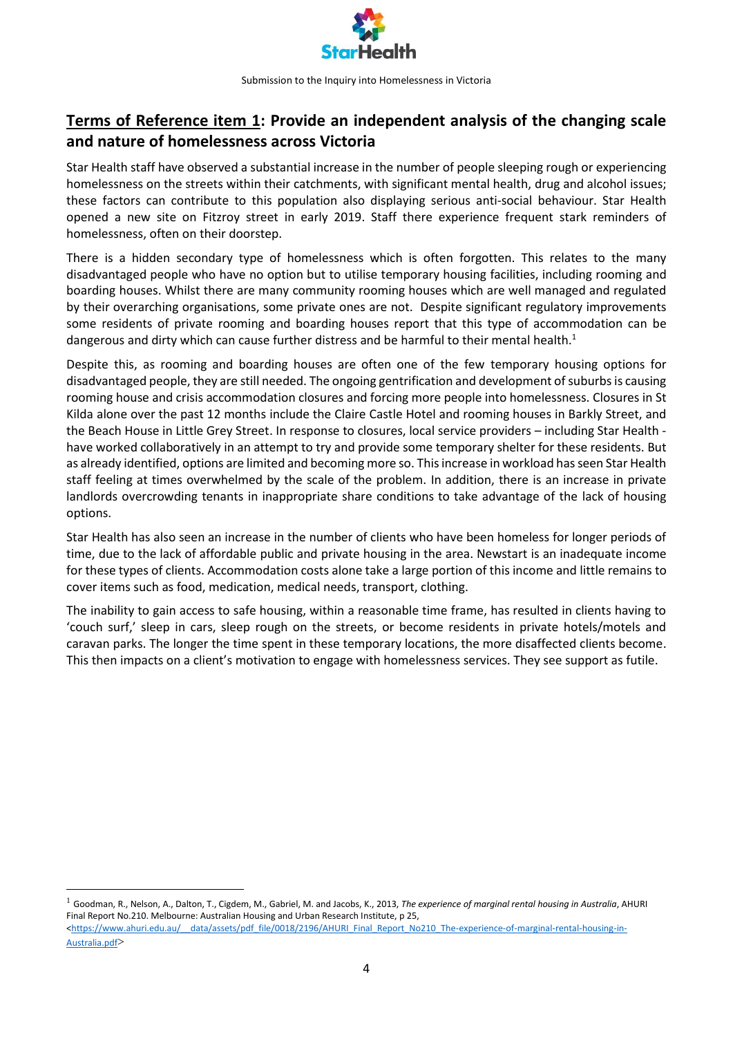## Terms of Reference item 1: Provide an independent analysis of the changing scale and nature of homelessness across Victoria

Star Health staff have observed a substantial increase in the number of people sleeping rough or experiencing homelessness on the streets within their catchments, with significant mental health, drug and alcohol issues; these factors can contribute to this population also displaying serious anti-social behaviour. Star Health opened a new site on Fitzroy street in early 2019. Staff there experience frequent stark reminders of homelessness, often on their doorstep.

There is a hidden secondary type of homelessness which is often forgotten. This relates to the many disadvantaged people who have no option but to utilise temporary housing facilities, including rooming and boarding houses. Whilst there are many community rooming houses which are well managed and regulated by their overarching organisations, some private ones are not. Despite significant regulatory improvements some residents of private rooming and boarding houses report that this type of accommodation can be dangerous and dirty which can cause further distress and be harmful to their mental health.[1]

Despite this, as rooming and boarding houses are often one of the few temporary housing options for disadvantaged people, they are still needed. The ongoing gentrification and development of suburbs is causing rooming house and crisis accommodation closures and forcing more people into homelessness. Closures in St Kilda alone over the past 12 months include the Claire Castle Hotel and rooming houses in Barkly Street, and the Beach House in Little Grey Street. In response to closures, local service providers – including Star Health - have worked collaboratively in an attempt to try and provide some temporary shelter for these residents. But as already identified, options are limited and becoming more so. This increase in workload has seen Star Health staff feeling at times overwhelmed by the scale of the problem. In addition, there is an increase in private landlords overcrowding tenants in inappropriate share conditions to take advantage of the lack of housing options.

Star Health has also seen an increase in the number of clients who have been homeless for longer periods of time, due to the lack of affordable public and private housing in the area. Newstart is an inadequate income for these types of clients. Accommodation costs alone take a large portion of this income and little remains to cover items such as food, medication, medical needs, transport, clothing.

The inability to gain access to safe housing, within a reasonable time frame, has resulted in clients having to 'couch surf,' sleep in cars, sleep rough on the streets, or become residents in private hotels/motels and caravan parks. The longer the time spent in these temporary locations, the more disaffected clients become. This then impacts on a client's motivation to engage with homelessness services. They see support as futile.

---

[1] Goodman, R., Nelson, A., Dalton, T., Cigdem, M., Gabriel, M. and Jacobs, K., 2013, *The experience of marginal rental housing in Australia*, AHURI Final Report No.210. Melbourne: Australian Housing and Urban Research Institute, p 25, <https://www.ahuri.edu.au/__data/assets/pdf_file/0018/2196/AHURI_Final_Report_No210_The-experience-of-marginal-rental-housing-in-Australia.pdf>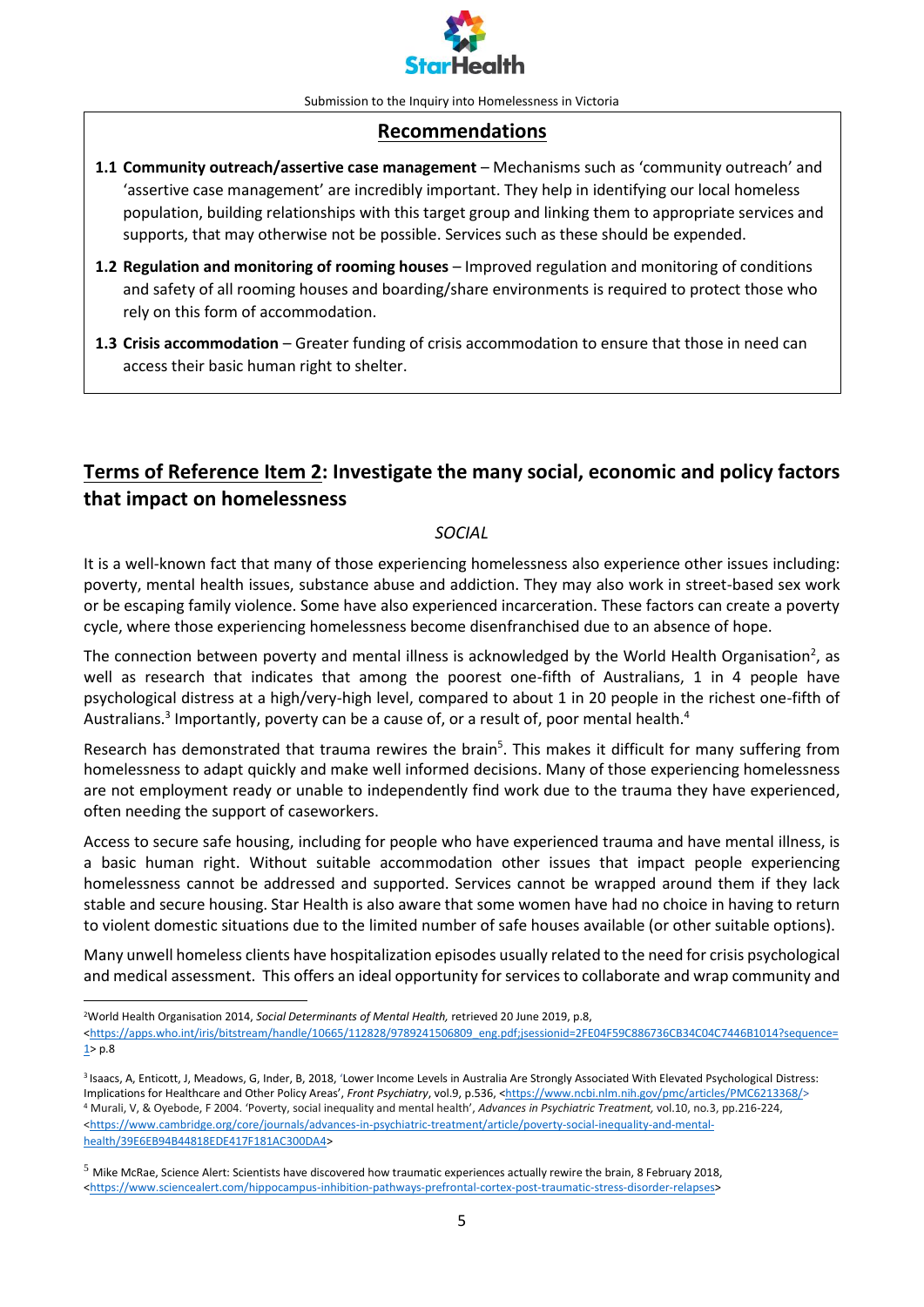## Recommendations

**1.1 Community outreach/assertive case management** – Mechanisms such as 'community outreach' and 'assertive case management' are incredibly important. They help in identifying our local homeless population, building relationships with this target group and linking them to appropriate services and supports, that may otherwise not be possible. Services such as these should be expended.

**1.2 Regulation and monitoring of rooming houses** – Improved regulation and monitoring of conditions and safety of all rooming houses and boarding/share environments is required to protect those who rely on this form of accommodation.

**1.3 Crisis accommodation** – Greater funding of crisis accommodation to ensure that those in need can access their basic human right to shelter.

## Terms of Reference Item 2: Investigate the many social, economic and policy factors that impact on homelessness

*SOCIAL*

It is a well-known fact that many of those experiencing homelessness also experience other issues including: poverty, mental health issues, substance abuse and addiction. They may also work in street-based sex work or be escaping family violence. Some have also experienced incarceration. These factors can create a poverty cycle, where those experiencing homelessness become disenfranchised due to an absence of hope.

The connection between poverty and mental illness is acknowledged by the World Health Organisation[2], as well as research that indicates that among the poorest one-fifth of Australians, 1 in 4 people have psychological distress at a high/very-high level, compared to about 1 in 20 people in the richest one-fifth of Australians.[3] Importantly, poverty can be a cause of, or a result of, poor mental health.[4]

Research has demonstrated that trauma rewires the brain[5]. This makes it difficult for many suffering from homelessness to adapt quickly and make well informed decisions. Many of those experiencing homelessness are not employment ready or unable to independently find work due to the trauma they have experienced, often needing the support of caseworkers.

Access to secure safe housing, including for people who have experienced trauma and have mental illness, is a basic human right. Without suitable accommodation other issues that impact people experiencing homelessness cannot be addressed and supported. Services cannot be wrapped around them if they lack stable and secure housing. Star Health is also aware that some women have had no choice in having to return to violent domestic situations due to the limited number of safe houses available (or other suitable options).

Many unwell homeless clients have hospitalization episodes usually related to the need for crisis psychological and medical assessment. This offers an ideal opportunity for services to collaborate and wrap community and

---

[2] World Health Organisation 2014, *Social Determinants of Mental Health,* retrieved 20 June 2019, p.8, <https://apps.who.int/iris/bitstream/handle/10665/112828/9789241506809_eng.pdf;jsessionid=2FE04F59C886736CB34C04C7446B1014?sequence=1> p.8

[3] Isaacs, A, Enticott, J, Meadows, G, Inder, B, 2018, 'Lower Income Levels in Australia Are Strongly Associated With Elevated Psychological Distress: Implications for Healthcare and Other Policy Areas', *Front Psychiatry*, vol.9, p.536, <https://www.ncbi.nlm.nih.gov/pmc/articles/PMC6213368/>

[4] Murali, V, & Oyebode, F 2004. 'Poverty, social inequality and mental health', *Advances in Psychiatric Treatment,* vol.10, no.3, pp.216-224, <https://www.cambridge.org/core/journals/advances-in-psychiatric-treatment/article/poverty-social-inequality-and-mental-health/39E6EB94B44818EDE417F181AC300DA4>

[5] Mike McRae, Science Alert: Scientists have discovered how traumatic experiences actually rewire the brain, 8 February 2018, <https://www.sciencealert.com/hippocampus-inhibition-pathways-prefrontal-cortex-post-traumatic-stress-disorder-relapses>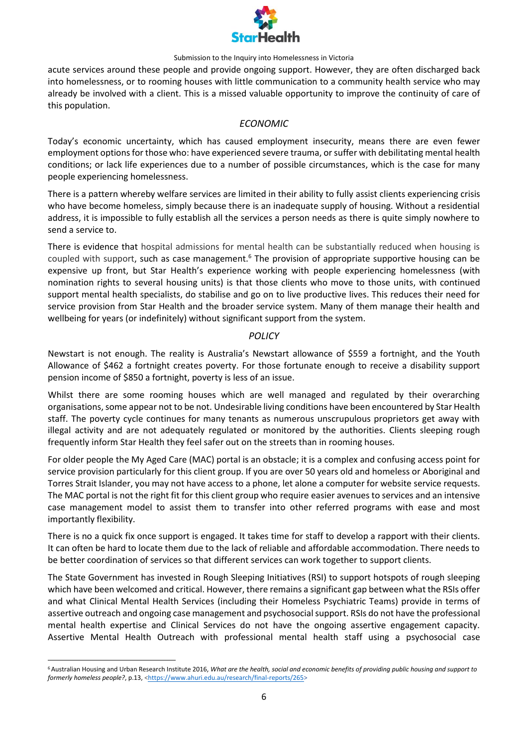acute services around these people and provide ongoing support. However, they are often discharged back into homelessness, or to rooming houses with little communication to a community health service who may already be involved with a client. This is a missed valuable opportunity to improve the continuity of care of this population.

### *ECONOMIC*

Today's economic uncertainty, which has caused employment insecurity, means there are even fewer employment options for those who: have experienced severe trauma, or suffer with debilitating mental health conditions; or lack life experiences due to a number of possible circumstances, which is the case for many people experiencing homelessness.

There is a pattern whereby welfare services are limited in their ability to fully assist clients experiencing crisis who have become homeless, simply because there is an inadequate supply of housing. Without a residential address, it is impossible to fully establish all the services a person needs as there is quite simply nowhere to send a service to.

There is evidence that hospital admissions for mental health can be substantially reduced when housing is coupled with support, such as case management.[6] The provision of appropriate supportive housing can be expensive up front, but Star Health's experience working with people experiencing homelessness (with nomination rights to several housing units) is that those clients who move to those units, with continued support mental health specialists, do stabilise and go on to live productive lives. This reduces their need for service provision from Star Health and the broader service system. Many of them manage their health and wellbeing for years (or indefinitely) without significant support from the system.

### *POLICY*

Newstart is not enough. The reality is Australia's Newstart allowance of $559 a fortnight, and the Youth Allowance of $462 a fortnight creates poverty. For those fortunate enough to receive a disability support pension income of $850 a fortnight, poverty is less of an issue.

Whilst there are some rooming houses which are well managed and regulated by their overarching organisations, some appear not to be not. Undesirable living conditions have been encountered by Star Health staff. The poverty cycle continues for many tenants as numerous unscrupulous proprietors get away with illegal activity and are not adequately regulated or monitored by the authorities. Clients sleeping rough frequently inform Star Health they feel safer out on the streets than in rooming houses.

For older people the My Aged Care (MAC) portal is an obstacle; it is a complex and confusing access point for service provision particularly for this client group. If you are over 50 years old and homeless or Aboriginal and Torres Strait Islander, you may not have access to a phone, let alone a computer for website service requests. The MAC portal is not the right fit for this client group who require easier avenues to services and an intensive case management model to assist them to transfer into other referred programs with ease and most importantly flexibility.

There is no a quick fix once support is engaged. It takes time for staff to develop a rapport with their clients. It can often be hard to locate them due to the lack of reliable and affordable accommodation. There needs to be better coordination of services so that different services can work together to support clients.

The State Government has invested in Rough Sleeping Initiatives (RSI) to support hotspots of rough sleeping which have been welcomed and critical. However, there remains a significant gap between what the RSIs offer and what Clinical Mental Health Services (including their Homeless Psychiatric Teams) provide in terms of assertive outreach and ongoing case management and psychosocial support. RSIs do not have the professional mental health expertise and Clinical Services do not have the ongoing assertive engagement capacity. Assertive Mental Health Outreach with professional mental health staff using a psychosocial case

---

[6] Australian Housing and Urban Research Institute 2016, *What are the health, social and economic benefits of providing public housing and support to formerly homeless people?*, p.13, <https://www.ahuri.edu.au/research/final-reports/265>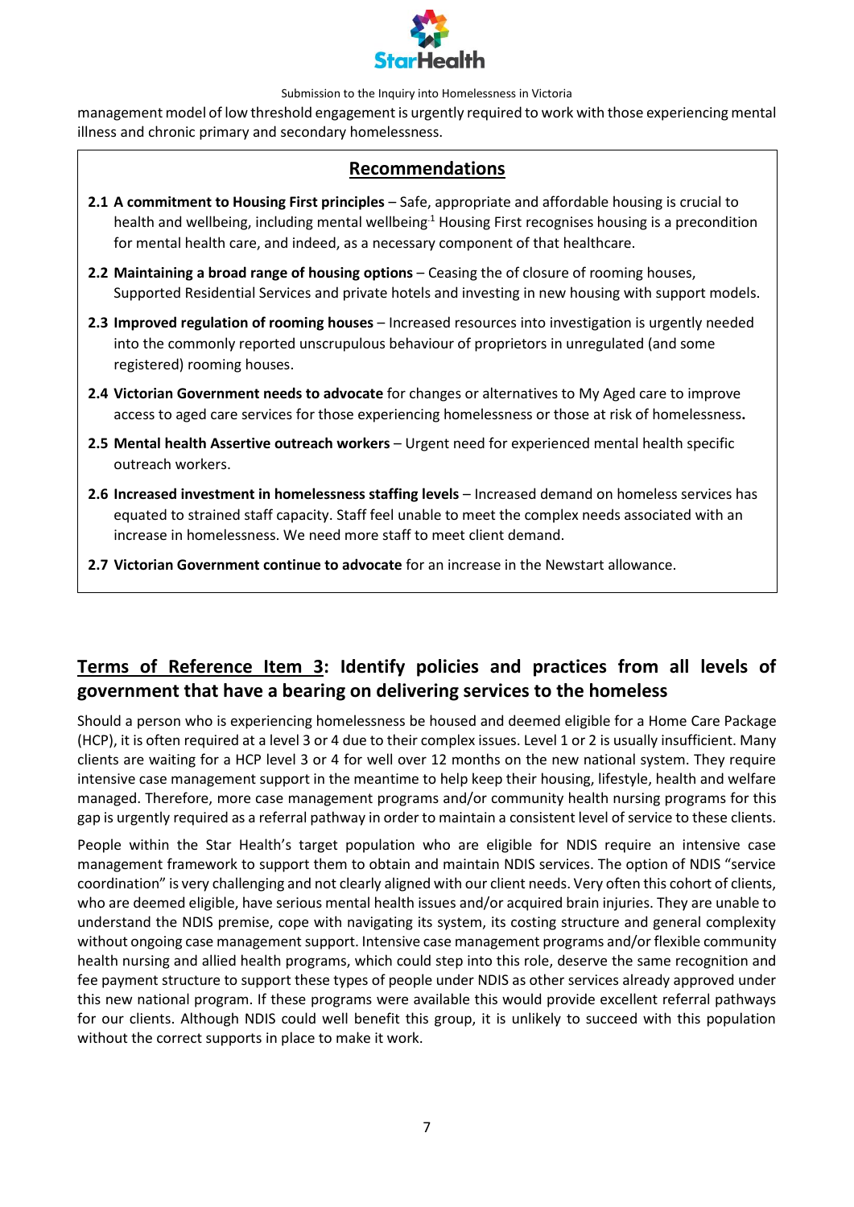management model of low threshold engagement is urgently required to work with those experiencing mental illness and chronic primary and secondary homelessness.

## Recommendations

**2.1 A commitment to Housing First principles** – Safe, appropriate and affordable housing is crucial to health and wellbeing, including mental wellbeing[1] Housing First recognises housing is a precondition for mental health care, and indeed, as a necessary component of that healthcare.

**2.2 Maintaining a broad range of housing options** – Ceasing the of closure of rooming houses, Supported Residential Services and private hotels and investing in new housing with support models.

**2.3 Improved regulation of rooming houses** – Increased resources into investigation is urgently needed into the commonly reported unscrupulous behaviour of proprietors in unregulated (and some registered) rooming houses.

**2.4 Victorian Government needs to advocate** for changes or alternatives to My Aged care to improve access to aged care services for those experiencing homelessness or those at risk of homelessness**.**

**2.5 Mental health Assertive outreach workers** – Urgent need for experienced mental health specific outreach workers.

**2.6 Increased investment in homelessness staffing levels** – Increased demand on homeless services has equated to strained staff capacity. Staff feel unable to meet the complex needs associated with an increase in homelessness. We need more staff to meet client demand.

**2.7 Victorian Government continue to advocate** for an increase in the Newstart allowance.

## Terms of Reference Item 3: Identify policies and practices from all levels of government that have a bearing on delivering services to the homeless

Should a person who is experiencing homelessness be housed and deemed eligible for a Home Care Package (HCP), it is often required at a level 3 or 4 due to their complex issues. Level 1 or 2 is usually insufficient. Many clients are waiting for a HCP level 3 or 4 for well over 12 months on the new national system. They require intensive case management support in the meantime to help keep their housing, lifestyle, health and welfare managed. Therefore, more case management programs and/or community health nursing programs for this gap is urgently required as a referral pathway in order to maintain a consistent level of service to these clients.

People within the Star Health's target population who are eligible for NDIS require an intensive case management framework to support them to obtain and maintain NDIS services. The option of NDIS "service coordination" is very challenging and not clearly aligned with our client needs. Very often this cohort of clients, who are deemed eligible, have serious mental health issues and/or acquired brain injuries. They are unable to understand the NDIS premise, cope with navigating its system, its costing structure and general complexity without ongoing case management support. Intensive case management programs and/or flexible community health nursing and allied health programs, which could step into this role, deserve the same recognition and fee payment structure to support these types of people under NDIS as other services already approved under this new national program. If these programs were available this would provide excellent referral pathways for our clients. Although NDIS could well benefit this group, it is unlikely to succeed with this population without the correct supports in place to make it work.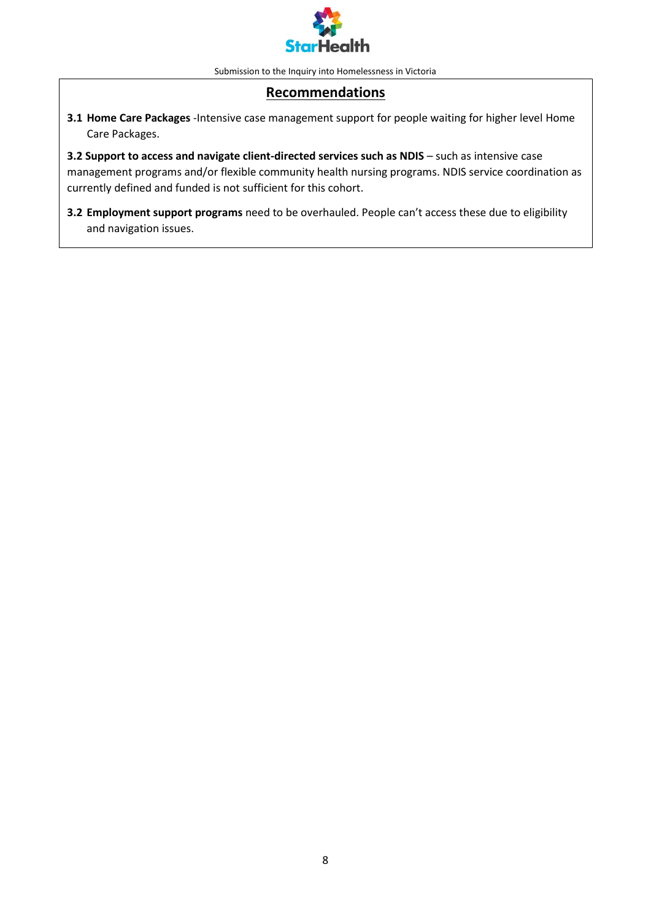## Recommendations

**3.1 Home Care Packages** -Intensive case management support for people waiting for higher level Home Care Packages.

**3.2 Support to access and navigate client-directed services such as NDIS** – such as intensive case management programs and/or flexible community health nursing programs. NDIS service coordination as currently defined and funded is not sufficient for this cohort.

**3.2 Employment support programs** need to be overhauled. People can't access these due to eligibility and navigation issues.